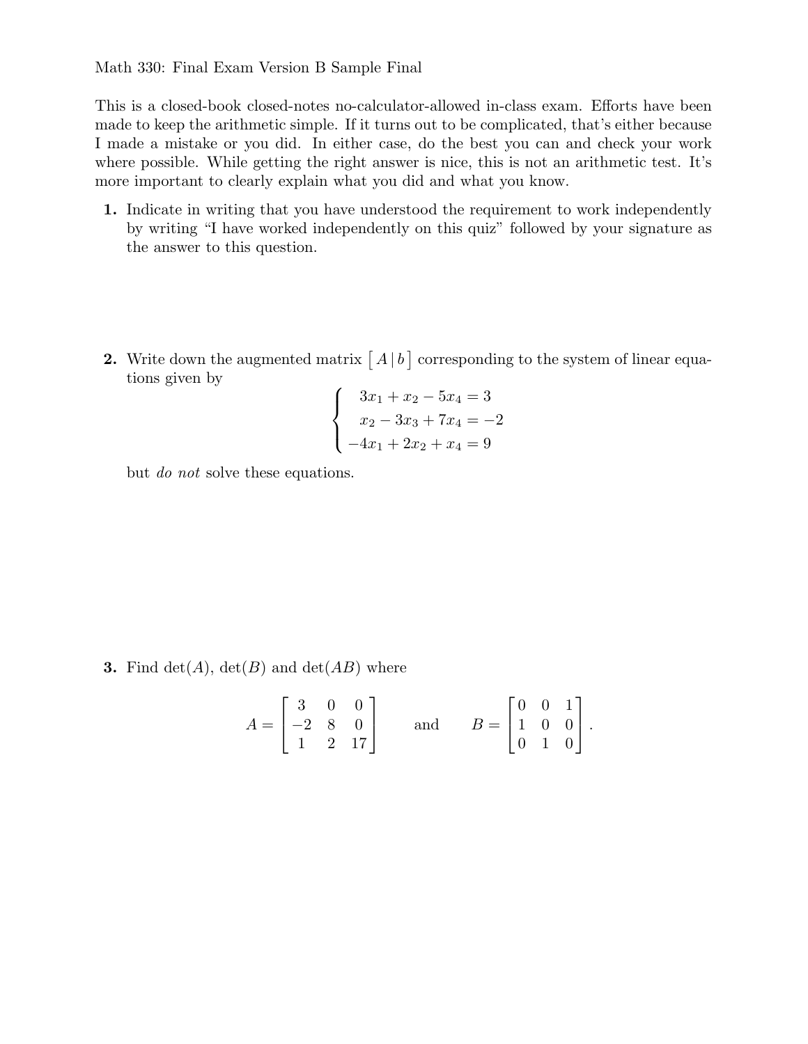Math 330: Final Exam Version B Sample Final

This is a closed-book closed-notes no-calculator-allowed in-class exam. Efforts have been made to keep the arithmetic simple. If it turns out to be complicated, that's either because I made a mistake or you did. In either case, do the best you can and check your work where possible. While getting the right answer is nice, this is not an arithmetic test. It's more important to clearly explain what you did and what you know.

**1.** Indicate in writing that you have understood the requirement to work independently by writing "I have worked independently on this quiz" followed by your signature as the answer to this question.

**2.** Write down the augmented matrix $\begin{bmatrix} A \,|\, b \end{bmatrix}$ corresponding to the system of linear equations given by

$$\begin{cases} 3x_1 + x_2 - 5x_4 = 3 \\ x_2 - 3x_3 + 7x_4 = -2 \\ -4x_1 + 2x_2 + x_4 = 9 \end{cases}$$

but *do not* solve these equations.

**3.** Find $\det(A)$, $\det(B)$ and $\det(AB)$ where

$$A = \begin{bmatrix} 3 & 0 & 0 \\ -2 & 8 & 0 \\ 1 & 2 & 17 \end{bmatrix} \qquad \text{and} \qquad B = \begin{bmatrix} 0 & 0 & 1 \\ 1 & 0 & 0 \\ 0 & 1 & 0 \end{bmatrix}.$$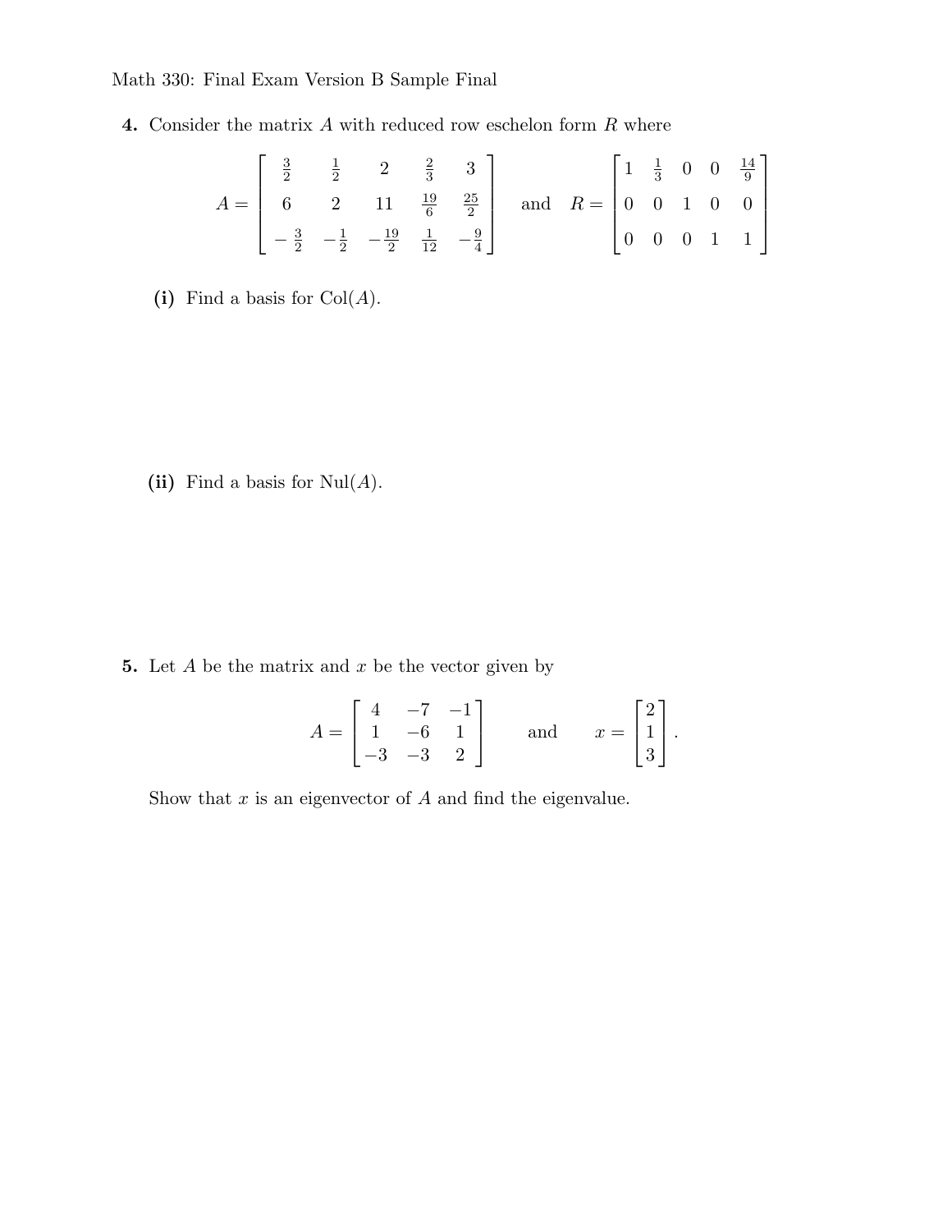Math 330: Final Exam Version B Sample Final

**4.** Consider the matrix $A$ with reduced row eschelon form $R$ where

$$A = \begin{bmatrix} \frac{3}{2} & \frac{1}{2} & 2 & \frac{2}{3} & 3 \\ 6 & 2 & 11 & \frac{19}{6} & \frac{25}{2} \\ -\frac{3}{2} & -\frac{1}{2} & -\frac{19}{2} & \frac{1}{12} & -\frac{9}{4} \end{bmatrix} \quad \text{and} \quad R = \begin{bmatrix} 1 & \frac{1}{3} & 0 & 0 & \frac{14}{9} \\ 0 & 0 & 1 & 0 & 0 \\ 0 & 0 & 0 & 1 & 1 \end{bmatrix}$$

**(i)** Find a basis for Col$(A)$.

**(ii)** Find a basis for Nul$(A)$.

**5.** Let $A$ be the matrix and $x$ be the vector given by

$$A = \begin{bmatrix} 4 & -7 & -1 \\ 1 & -6 & 1 \\ -3 & -3 & 2 \end{bmatrix} \quad \text{and} \quad x = \begin{bmatrix} 2 \\ 1 \\ 3 \end{bmatrix}.$$

Show that $x$ is an eigenvector of $A$ and find the eigenvalue.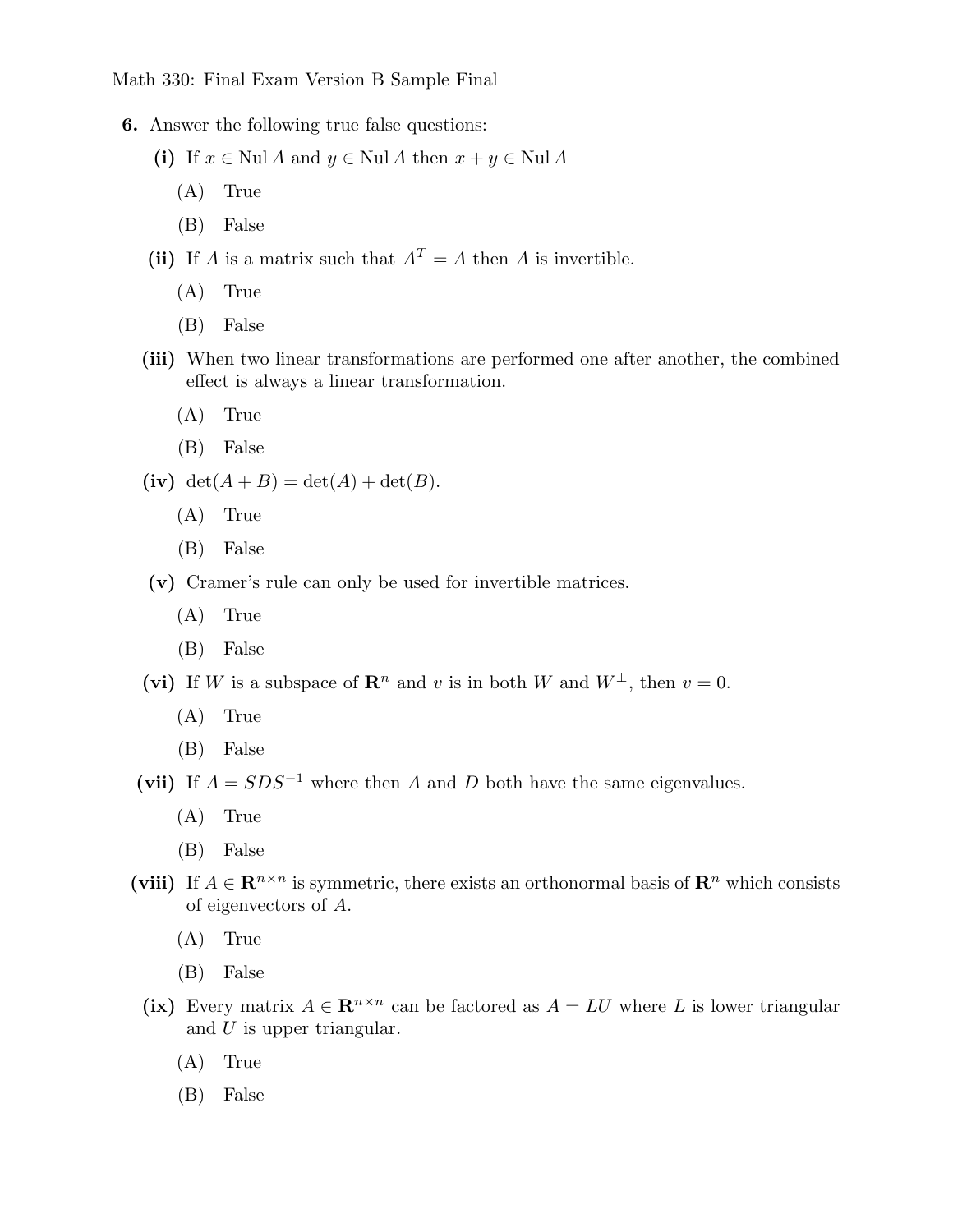**6.** Answer the following true false questions:

**(i)** If $x \in \operatorname{Nul} A$ and $y \in \operatorname{Nul} A$ then $x + y \in \operatorname{Nul} A$

(A) True

(B) False

**(ii)** If $A$ is a matrix such that $A^T = A$ then $A$ is invertible.

(A) True

(B) False

**(iii)** When two linear transformations are performed one after another, the combined effect is always a linear transformation.

(A) True

(B) False

**(iv)** $\det(A + B) = \det(A) + \det(B)$.

(A) True

(B) False

**(v)** Cramer's rule can only be used for invertible matrices.

(A) True

(B) False

**(vi)** If $W$ is a subspace of $\mathbf{R}^n$ and $v$ is in both $W$ and $W^\perp$, then $v = 0$.

(A) True

(B) False

**(vii)** If $A = SDS^{-1}$ where then $A$ and $D$ both have the same eigenvalues.

(A) True

(B) False

**(viii)** If $A \in \mathbf{R}^{n \times n}$ is symmetric, there exists an orthonormal basis of $\mathbf{R}^n$ which consists of eigenvectors of $A$.

(A) True

(B) False

**(ix)** Every matrix $A \in \mathbf{R}^{n \times n}$ can be factored as $A = LU$ where $L$ is lower triangular and $U$ is upper triangular.

(A) True

(B) False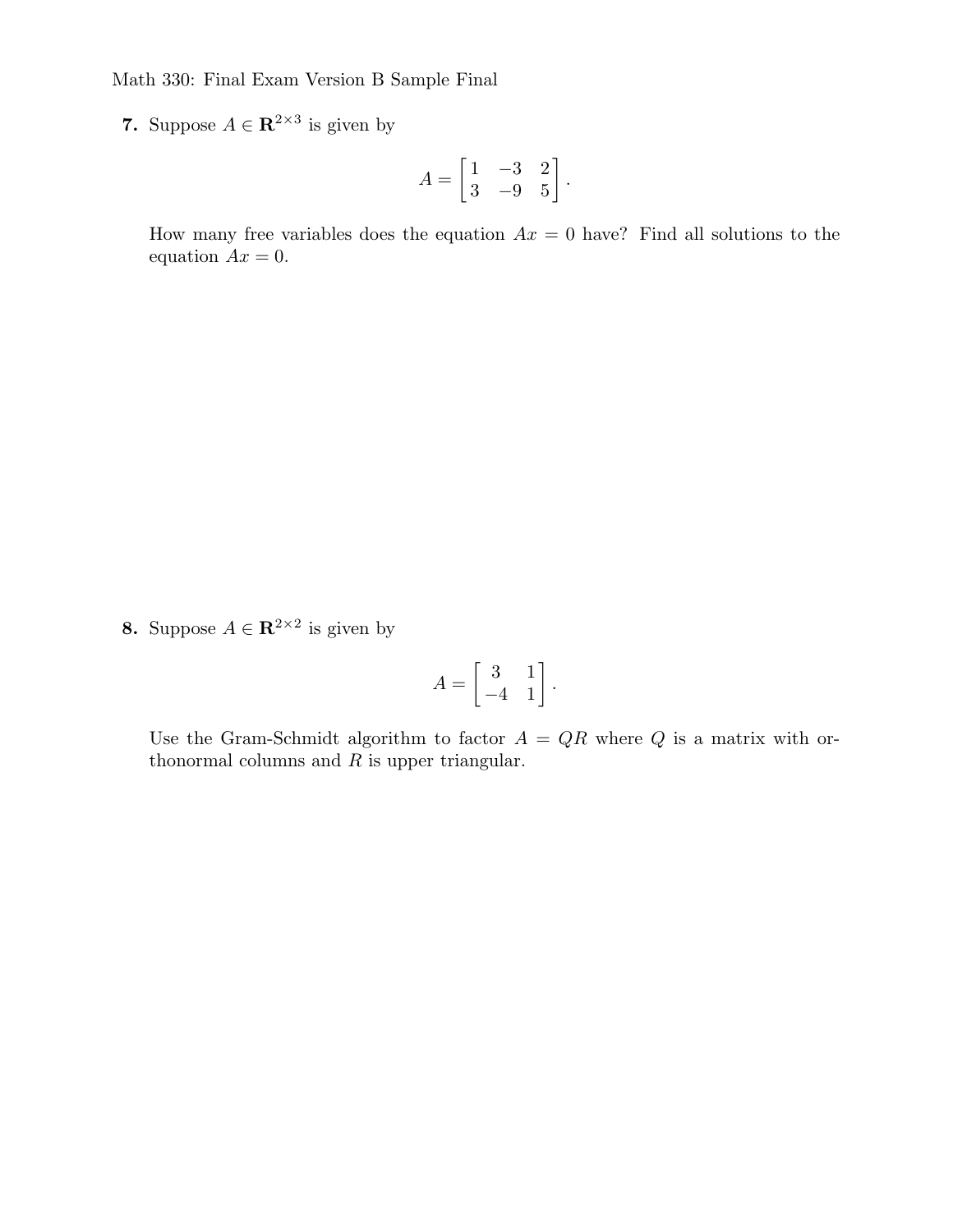Math 330: Final Exam Version B Sample Final

**7.** Suppose $A \in \mathbf{R}^{2\times 3}$ is given by

$$A = \begin{bmatrix} 1 & -3 & 2 \\ 3 & -9 & 5 \end{bmatrix}.$$

How many free variables does the equation $Ax = 0$ have? Find all solutions to the equation $Ax = 0$.

**8.** Suppose $A \in \mathbf{R}^{2\times 2}$ is given by

$$A = \begin{bmatrix} 3 & 1 \\ -4 & 1 \end{bmatrix}.$$

Use the Gram-Schmidt algorithm to factor $A = QR$ where $Q$ is a matrix with orthonormal columns and $R$ is upper triangular.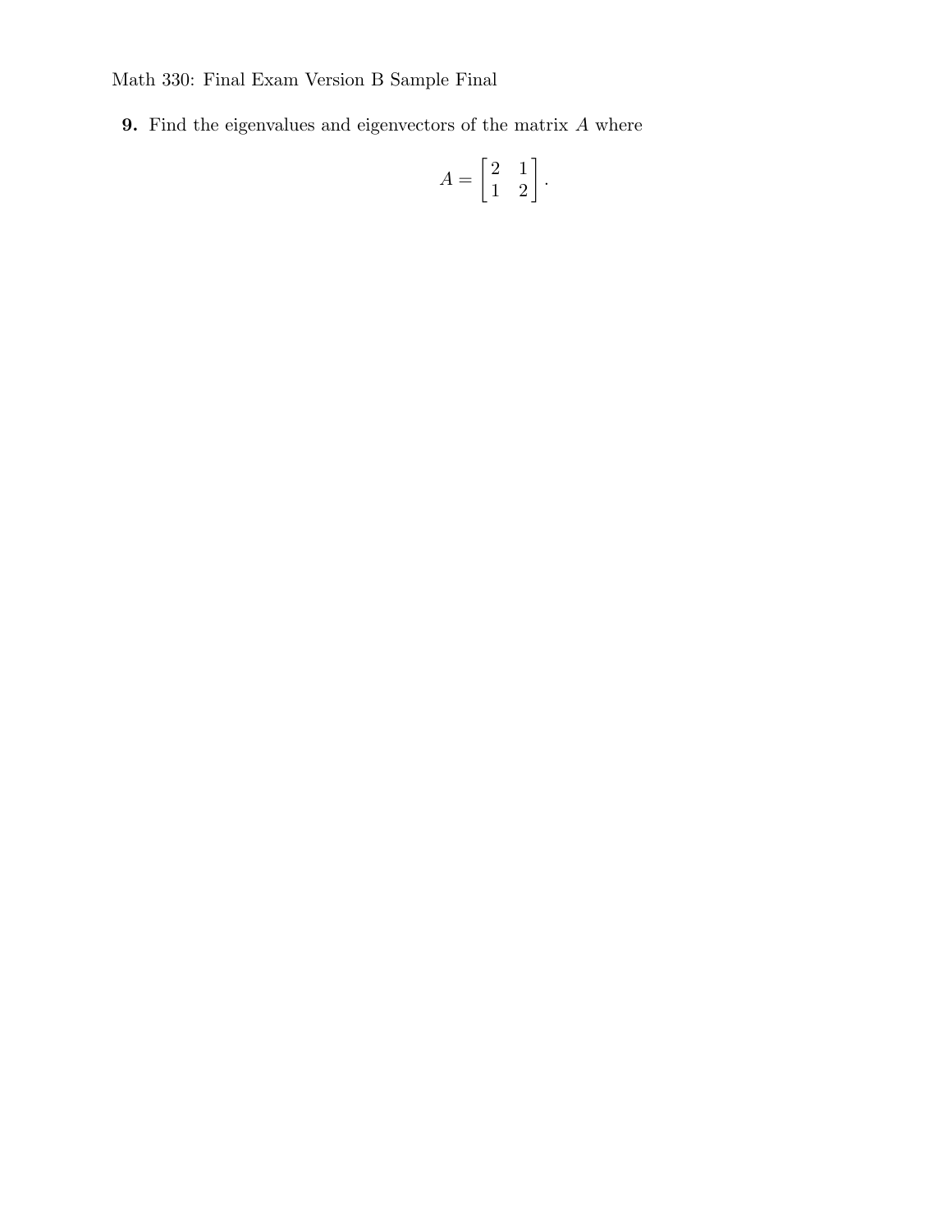**9.** Find the eigenvalues and eigenvectors of the matrix $A$ where

$$A = \begin{bmatrix} 2 & 1 \\ 1 & 2 \end{bmatrix}.$$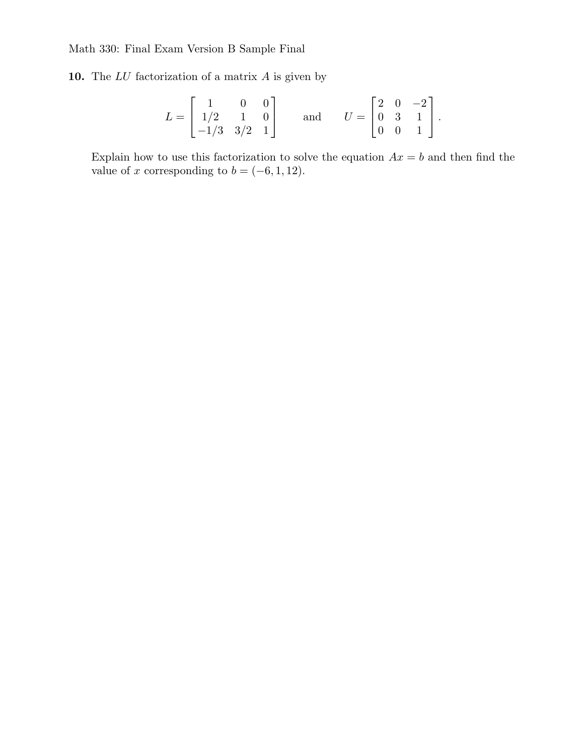**10.** The $LU$ factorization of a matrix $A$ is given by

$$L = \begin{bmatrix} 1 & 0 & 0 \\ 1/2 & 1 & 0 \\ -1/3 & 3/2 & 1 \end{bmatrix} \qquad \text{and} \qquad U = \begin{bmatrix} 2 & 0 & -2 \\ 0 & 3 & 1 \\ 0 & 0 & 1 \end{bmatrix}.$$

Explain how to use this factorization to solve the equation $Ax = b$ and then find the value of $x$ corresponding to $b = (-6, 1, 12)$.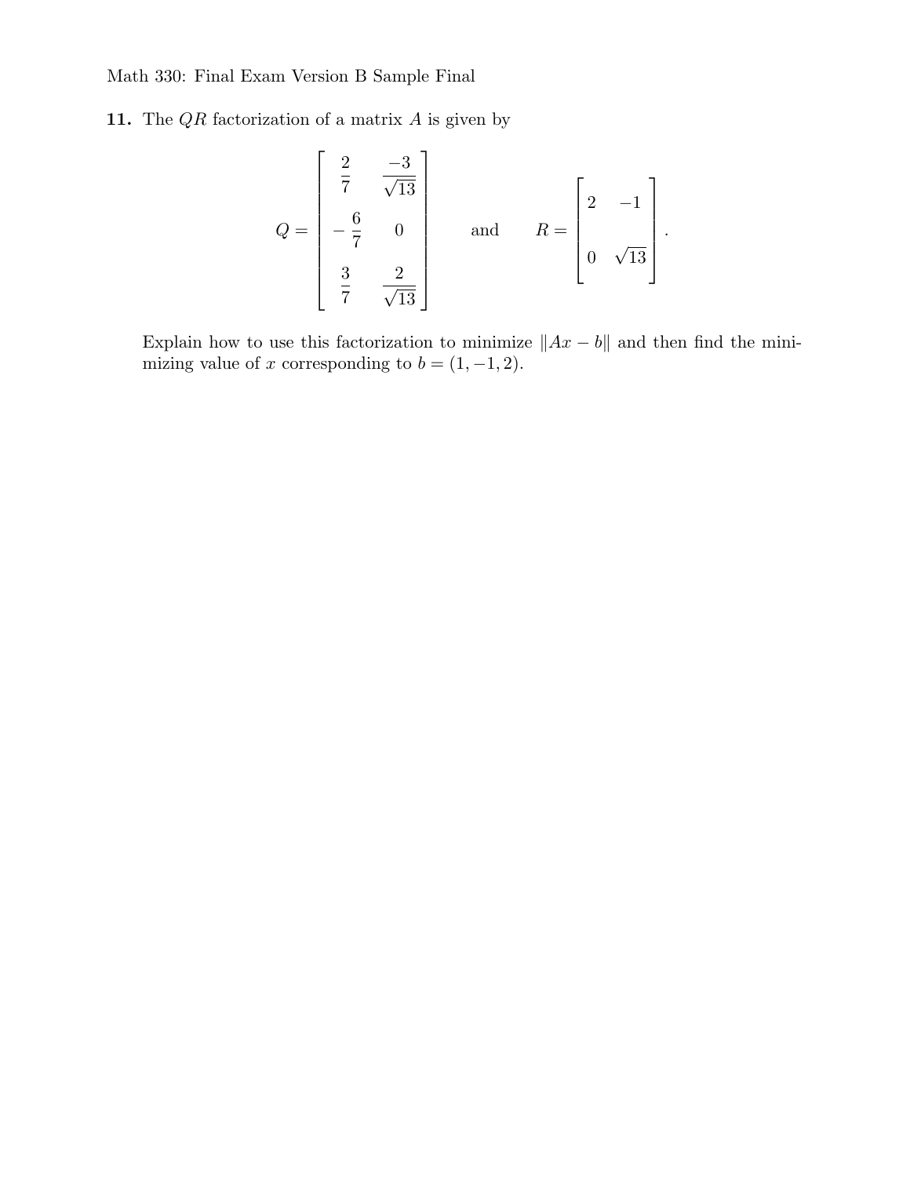Math 330: Final Exam Version B Sample Final

**11.** The $QR$ factorization of a matrix $A$ is given by

$$
Q = \begin{bmatrix} \frac{2}{7} & \frac{-3}{\sqrt{13}} \\ -\frac{6}{7} & 0 \\ \frac{3}{7} & \frac{2}{\sqrt{13}} \end{bmatrix} \qquad \text{and} \qquad R = \begin{bmatrix} 2 & -1 \\ 0 & \sqrt{13} \end{bmatrix}.
$$

Explain how to use this factorization to minimize $\|Ax - b\|$ and then find the minimizing value of $x$ corresponding to $b = (1, -1, 2)$.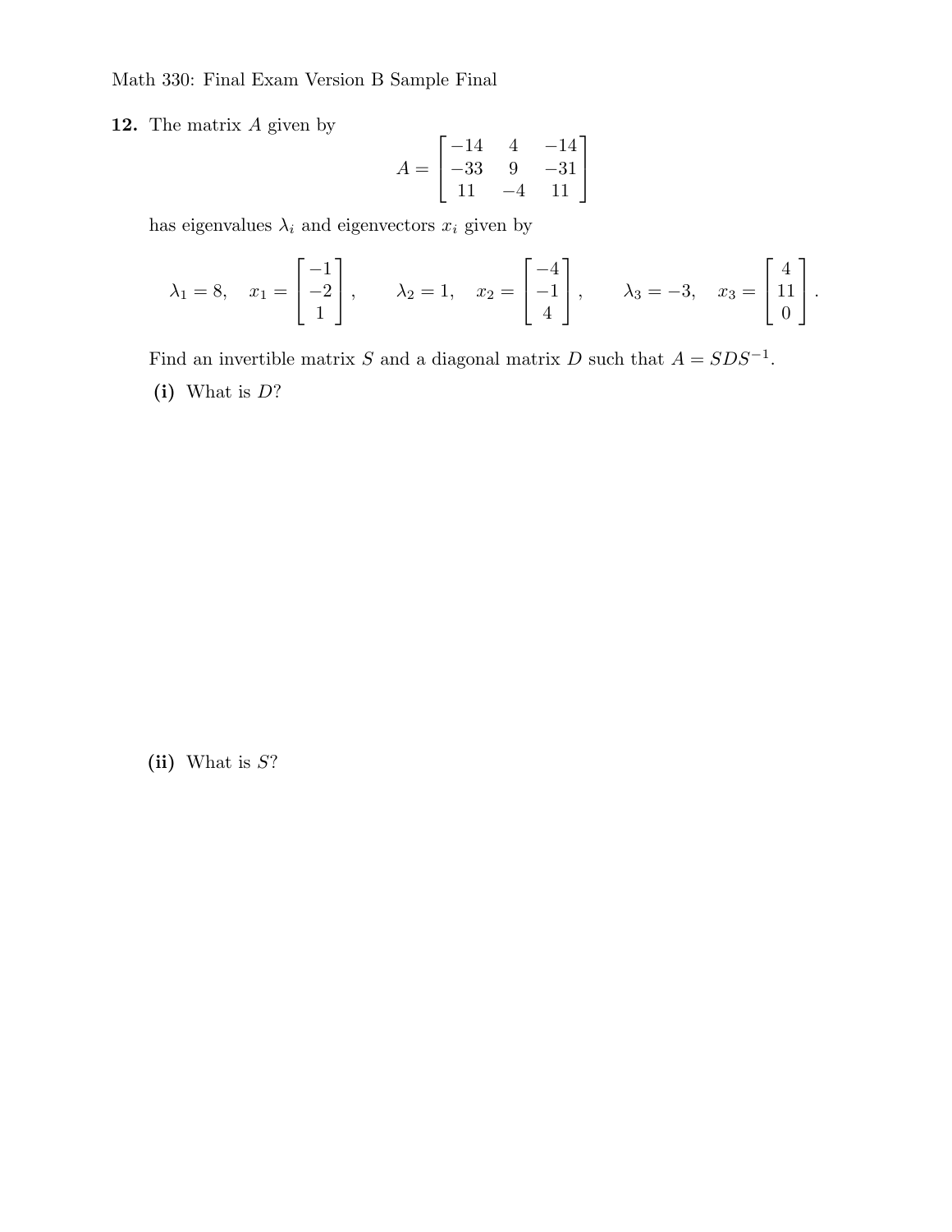**12.** The matrix $A$ given by

$$A = \begin{bmatrix} -14 & 4 & -14 \\ -33 & 9 & -31 \\ 11 & -4 & 11 \end{bmatrix}$$

has eigenvalues $\lambda_i$ and eigenvectors $x_i$ given by

$$\lambda_1 = 8, \quad x_1 = \begin{bmatrix} -1 \\ -2 \\ 1 \end{bmatrix}, \qquad \lambda_2 = 1, \quad x_2 = \begin{bmatrix} -4 \\ -1 \\ 4 \end{bmatrix}, \qquad \lambda_3 = -3, \quad x_3 = \begin{bmatrix} 4 \\ 11 \\ 0 \end{bmatrix}.$$

Find an invertible matrix $S$ and a diagonal matrix $D$ such that $A = SDS^{-1}$.

**(i)** What is $D$?

**(ii)** What is $S$?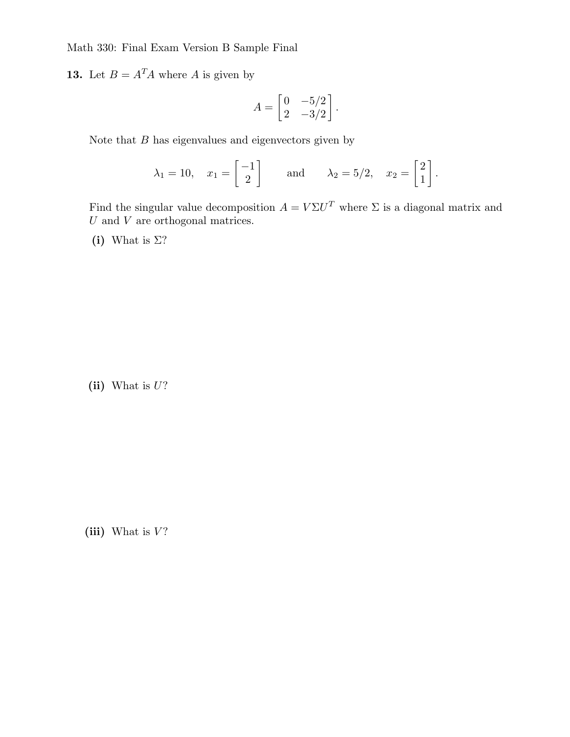Math 330: Final Exam Version B Sample Final

**13.** Let $B = A^T A$ where $A$ is given by

$$A = \begin{bmatrix} 0 & -5/2 \\ 2 & -3/2 \end{bmatrix}.$$

Note that $B$ has eigenvalues and eigenvectors given by

$$\lambda_1 = 10, \quad x_1 = \begin{bmatrix} -1 \\ 2 \end{bmatrix} \qquad \text{and} \qquad \lambda_2 = 5/2, \quad x_2 = \begin{bmatrix} 2 \\ 1 \end{bmatrix}.$$

Find the singular value decomposition $A = V \Sigma U^T$ where $\Sigma$ is a diagonal matrix and $U$ and $V$ are orthogonal matrices.

**(i)** What is $\Sigma$?

**(ii)** What is $U$?

**(iii)** What is $V$?